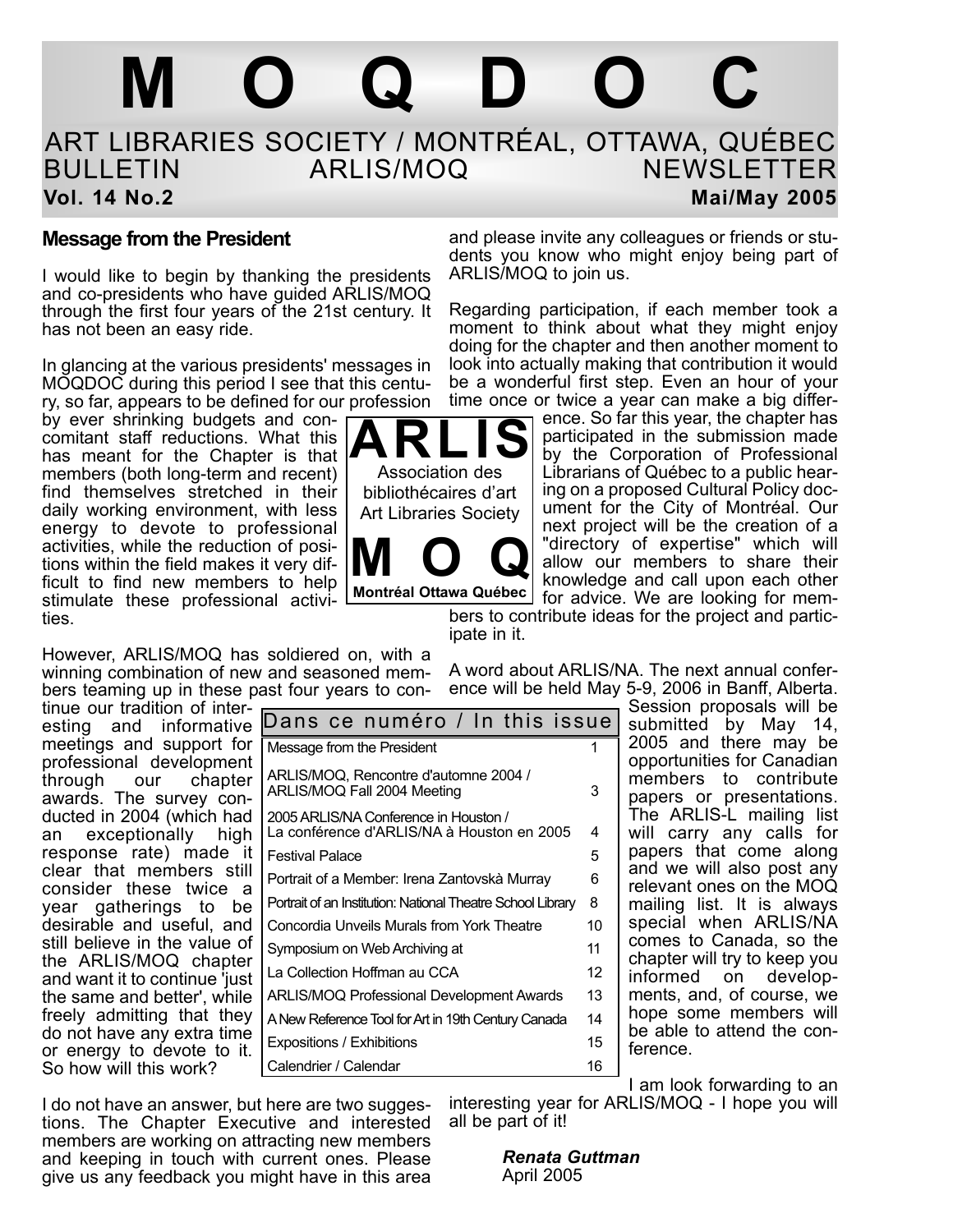# M O Q D O C

## ART LIBRARIES SOCIETY / MONTRÉAL, OTTAWA, QUÉBEC

BULLETIN ARLIS/MOQ NEWSLETTER

**Vol. 14 No.2** **Mai/May 2005**

### Message from the President

I would like to begin by thanking the presidents and co-presidents who have guided ARLIS/MOQ through the first four years of the 21st century. It has not been an easy ride.

In glancing at the various presidents' messages in MOQDOC during this period I see that this century, so far, appears to be defined for our profession by ever shrinking budgets and concomitant staff reductions. What this has meant for the Chapter is that members (both long-term and recent) find themselves stretched in their daily working environment, with less energy to devote to professional activities, while the reduction of positions within the field makes it very difficult to find new members to help stimulate these professional activities.

**ARLIS**
Association des bibliothécaires d'art
Art Libraries Society
**M O Q**
**Montréal Ottawa Québec**

However, ARLIS/MOQ has soldiered on, with a winning combination of new and seasoned members teaming up in these past four years to continue our tradition of interesting and informative meetings and support for professional development through our chapter awards. The survey conducted in 2004 (which had an exceptionally high response rate) made it clear that members still consider these twice a year gatherings to be desirable and useful, and still believe in the value of the ARLIS/MOQ chapter and want it to continue 'just the same and better', while freely admitting that they do not have any extra time or energy to devote to it. So how will this work?

I do not have an answer, but here are two suggestions. The Chapter Executive and interested members are working on attracting new members and keeping in touch with current ones. Please give us any feedback you might have in this area and please invite any colleagues or friends or students you know who might enjoy being part of ARLIS/MOQ to join us.

Regarding participation, if each member took a moment to think about what they might enjoy doing for the chapter and then another moment to look into actually making that contribution it would be a wonderful first step. Even an hour of your time once or twice a year can make a big difference. So far this year, the chapter has participated in the submission made by the Corporation of Professional Librarians of Québec to a public hearing on a proposed Cultural Policy document for the City of Montréal. Our next project will be the creation of a "directory of expertise" which will allow our members to share their knowledge and call upon each other for advice. We are looking for members to contribute ideas for the project and participate in it.

A word about ARLIS/NA. The next annual conference will be held May 5-9, 2006 in Banff, Alberta. Session proposals will be submitted by May 14, 2005 and there may be opportunities for Canadian members to contribute papers or presentations. The ARLIS-L mailing list will carry any calls for papers that come along and we will also post any relevant ones on the MOQ mailing list. It is always special when ARLIS/NA comes to Canada, so the chapter will try to keep you informed on developments, and, of course, we hope some members will be able to attend the conference.

I am look forwarding to an interesting year for ARLIS/MOQ - I hope you will all be part of it!

***Renata Guttman***
April 2005

| Dans ce numéro / In this issue | |
|---|---|
| Message from the President | 1 |
| ARLIS/MOQ, Rencontre d'automne 2004 / ARLIS/MOQ Fall 2004 Meeting | 3 |
| 2005 ARLIS/NA Conference in Houston / La conférence d'ARLIS/NA à Houston en 2005 | 4 |
| Festival Palace | 5 |
| Portrait of a Member: Irena Zantovskà Murray | 6 |
| Portrait of an Institution: National Theatre School Library | 8 |
| Concordia Unveils Murals from York Theatre | 10 |
| Symposium on Web Archiving at | 11 |
| La Collection Hoffman au CCA | 12 |
| ARLIS/MOQ Professional Development Awards | 13 |
| A New Reference Tool for Art in 19th Century Canada | 14 |
| Expositions / Exhibitions | 15 |
| Calendrier / Calendar | 16 |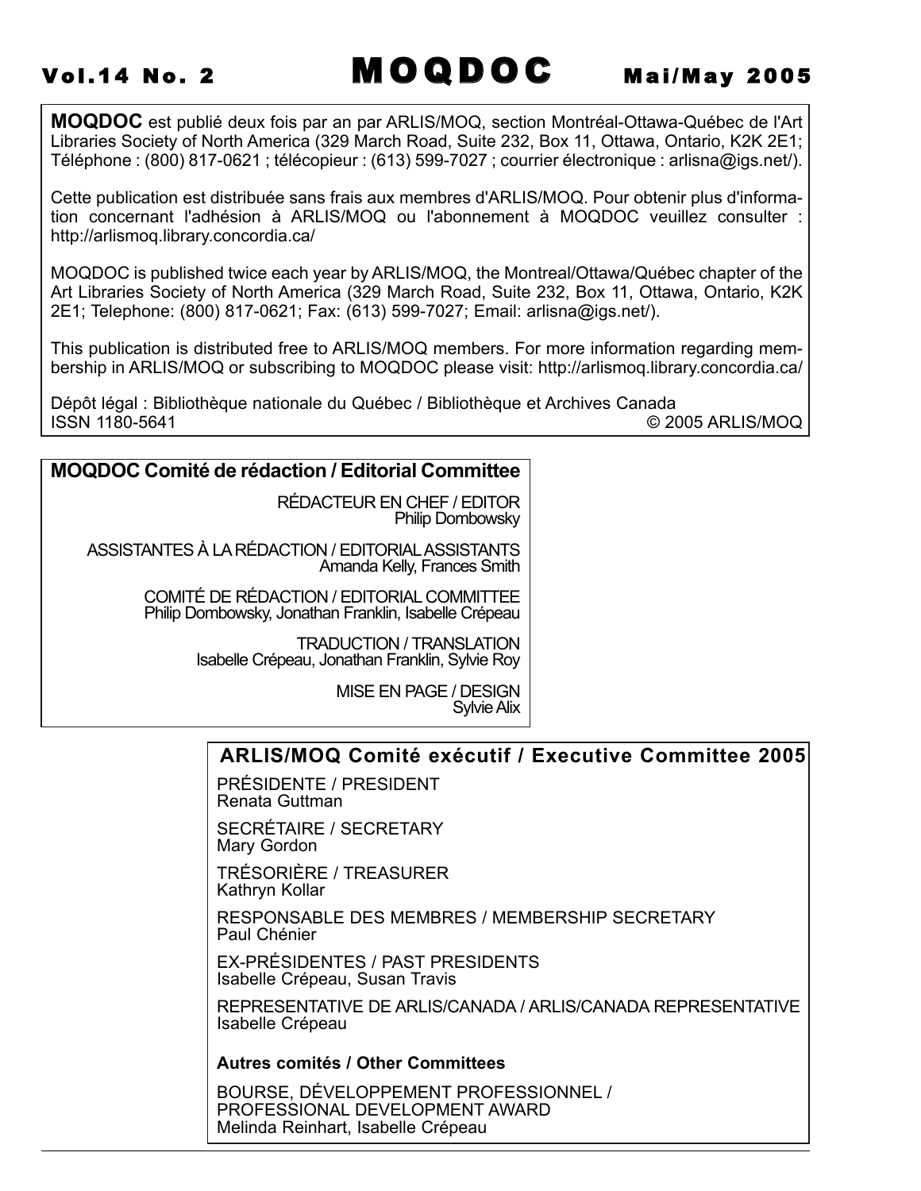**MOQDOC** est publié deux fois par an par ARLIS/MOQ, section Montréal-Ottawa-Québec de l'Art Libraries Society of North America (329 March Road, Suite 232, Box 11, Ottawa, Ontario, K2K 2E1; Téléphone : (800) 817-0621 ; télécopieur : (613) 599-7027 ; courrier électronique : arlisna@igs.net/).

Cette publication est distribuée sans frais aux membres d'ARLIS/MOQ. Pour obtenir plus d'information concernant l'adhésion à ARLIS/MOQ ou l'abonnement à MOQDOC veuillez consulter : http://arlismoq.library.concordia.ca/

MOQDOC is published twice each year by ARLIS/MOQ, the Montreal/Ottawa/Québec chapter of the Art Libraries Society of North America (329 March Road, Suite 232, Box 11, Ottawa, Ontario, K2K 2E1; Telephone: (800) 817-0621; Fax: (613) 599-7027; Email: arlisna@igs.net/).

This publication is distributed free to ARLIS/MOQ members. For more information regarding membership in ARLIS/MOQ or subscribing to MOQDOC please visit: http://arlismoq.library.concordia.ca/

Dépôt légal : Bibliothèque nationale du Québec / Bibliothèque et Archives Canada
ISSN 1180-5641
© 2005 ARLIS/MOQ

## MOQDOC Comité de rédaction / Editorial Committee

RÉDACTEUR EN CHEF / EDITOR
Philip Dombowsky

ASSISTANTES À LA RÉDACTION / EDITORIAL ASSISTANTS
Amanda Kelly, Frances Smith

COMITÉ DE RÉDACTION / EDITORIAL COMMITTEE
Philip Dombowsky, Jonathan Franklin, Isabelle Crépeau

TRADUCTION / TRANSLATION
Isabelle Crépeau, Jonathan Franklin, Sylvie Roy

MISE EN PAGE / DESIGN
Sylvie Alix

## ARLIS/MOQ Comité exécutif / Executive Committee 2005

PRÉSIDENTE / PRESIDENT
Renata Guttman

SECRÉTAIRE / SECRETARY
Mary Gordon

TRÉSORIÈRE / TREASURER
Kathryn Kollar

RESPONSABLE DES MEMBRES / MEMBERSHIP SECRETARY
Paul Chénier

EX-PRÉSIDENTES / PAST PRESIDENTS
Isabelle Crépeau, Susan Travis

REPRESENTATIVE DE ARLIS/CANADA / ARLIS/CANADA REPRESENTATIVE
Isabelle Crépeau

**Autres comités / Other Committees**

BOURSE, DÉVELOPPEMENT PROFESSIONNEL / PROFESSIONAL DEVELOPMENT AWARD
Melinda Reinhart, Isabelle Crépeau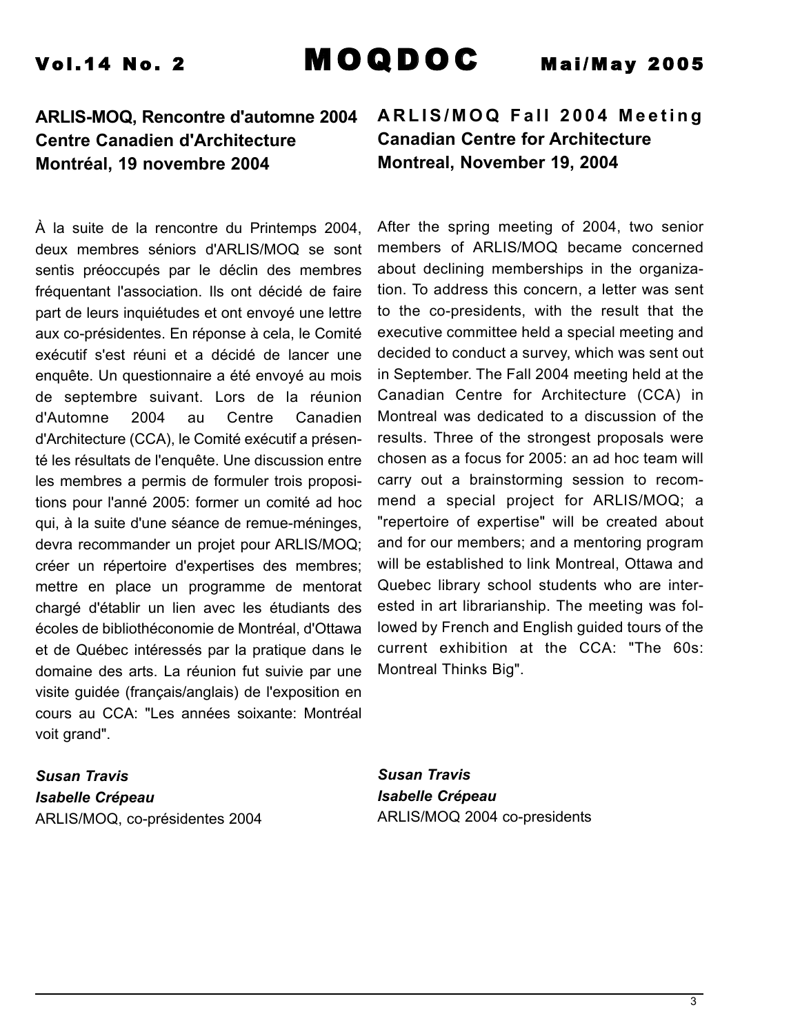## ARLIS-MOQ, Rencontre d'automne 2004 Centre Canadien d'Architecture Montréal, 19 novembre 2004

À la suite de la rencontre du Printemps 2004, deux membres séniors d'ARLIS/MOQ se sont sentis préoccupés par le déclin des membres fréquentant l'association. Ils ont décidé de faire part de leurs inquiétudes et ont envoyé une lettre aux co-présidentes. En réponse à cela, le Comité exécutif s'est réuni et a décidé de lancer une enquête. Un questionnaire a été envoyé au mois de septembre suivant. Lors de la réunion d'Automne 2004 au Centre Canadien d'Architecture (CCA), le Comité exécutif a présenté les résultats de l'enquête. Une discussion entre les membres a permis de formuler trois propositions pour l'anné 2005: former un comité ad hoc qui, à la suite d'une séance de remue-méninges, devra recommander un projet pour ARLIS/MOQ; créer un répertoire d'expertises des membres; mettre en place un programme de mentorat chargé d'établir un lien avec les étudiants des écoles de bibliothéconomie de Montréal, d'Ottawa et de Québec intéressés par la pratique dans le domaine des arts. La réunion fut suivie par une visite guidée (français/anglais) de l'exposition en cours au CCA: "Les années soixante: Montréal voit grand".

***Susan Travis***
***Isabelle Crépeau***
ARLIS/MOQ, co-présidentes 2004

## ARLIS/MOQ Fall 2004 Meeting Canadian Centre for Architecture Montreal, November 19, 2004

After the spring meeting of 2004, two senior members of ARLIS/MOQ became concerned about declining memberships in the organization. To address this concern, a letter was sent to the co-presidents, with the result that the executive committee held a special meeting and decided to conduct a survey, which was sent out in September. The Fall 2004 meeting held at the Canadian Centre for Architecture (CCA) in Montreal was dedicated to a discussion of the results. Three of the strongest proposals were chosen as a focus for 2005: an ad hoc team will carry out a brainstorming session to recommend a special project for ARLIS/MOQ; a "repertoire of expertise" will be created about and for our members; and a mentoring program will be established to link Montreal, Ottawa and Quebec library school students who are interested in art librarianship. The meeting was followed by French and English guided tours of the current exhibition at the CCA: "The 60s: Montreal Thinks Big".

***Susan Travis***
***Isabelle Crépeau***
ARLIS/MOQ 2004 co-presidents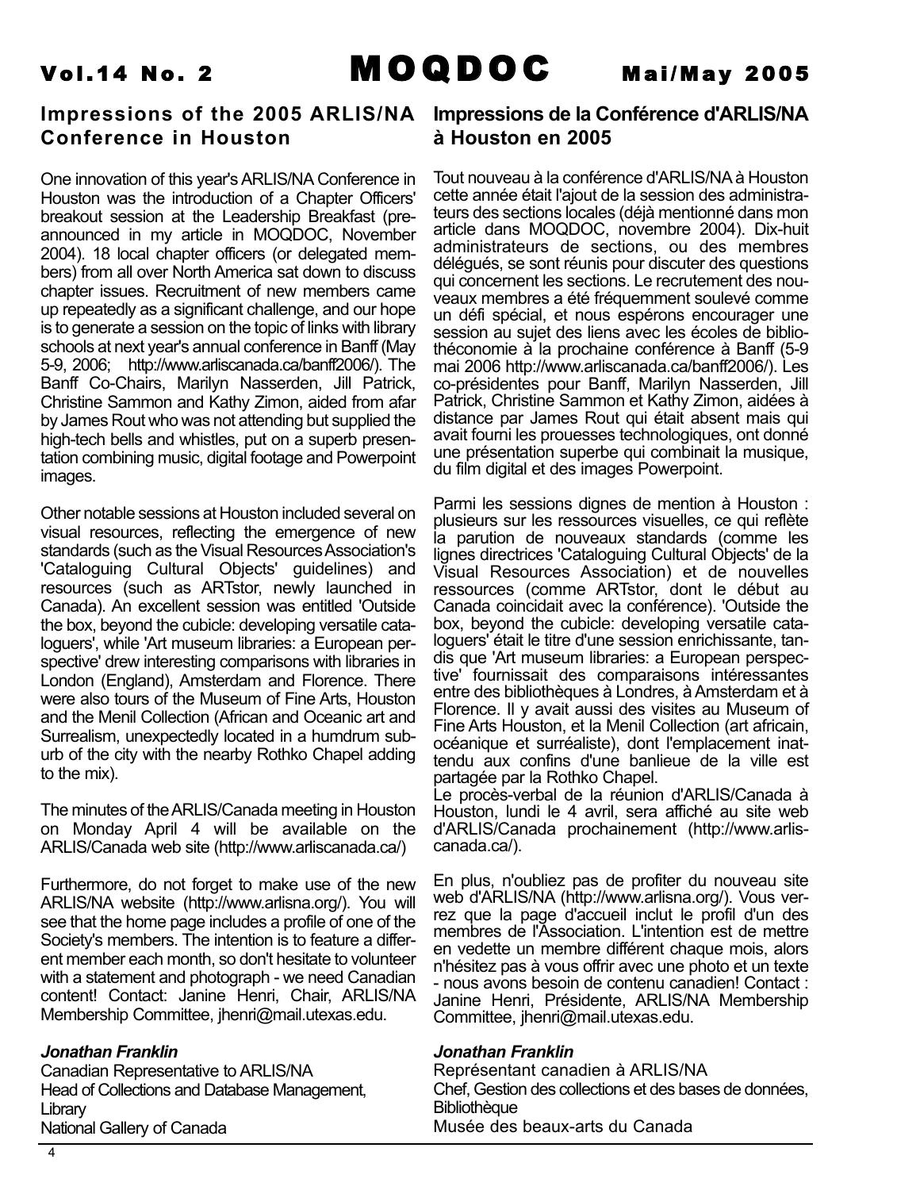## Impressions of the 2005 ARLIS/NA Conference in Houston

One innovation of this year's ARLIS/NA Conference in Houston was the introduction of a Chapter Officers' breakout session at the Leadership Breakfast (pre-announced in my article in MOQDOC, November 2004). 18 local chapter officers (or delegated members) from all over North America sat down to discuss chapter issues. Recruitment of new members came up repeatedly as a significant challenge, and our hope is to generate a session on the topic of links with library schools at next year's annual conference in Banff (May 5-9, 2006; http://www.arliscanada.ca/banff2006/). The Banff Co-Chairs, Marilyn Nasserden, Jill Patrick, Christine Sammon and Kathy Zimon, aided from afar by James Rout who was not attending but supplied the high-tech bells and whistles, put on a superb presentation combining music, digital footage and Powerpoint images.

Other notable sessions at Houston included several on visual resources, reflecting the emergence of new standards (such as the Visual Resources Association's 'Cataloguing Cultural Objects' guidelines) and resources (such as ARTstor, newly launched in Canada). An excellent session was entitled 'Outside the box, beyond the cubicle: developing versatile cataloguers', while 'Art museum libraries: a European perspective' drew interesting comparisons with libraries in London (England), Amsterdam and Florence. There were also tours of the Museum of Fine Arts, Houston and the Menil Collection (African and Oceanic art and Surrealism, unexpectedly located in a humdrum suburb of the city with the nearby Rothko Chapel adding to the mix).

The minutes of the ARLIS/Canada meeting in Houston on Monday April 4 will be available on the ARLIS/Canada web site (http://www.arliscanada.ca/)

Furthermore, do not forget to make use of the new ARLIS/NA website (http://www.arlisna.org/). You will see that the home page includes a profile of one of the Society's members. The intention is to feature a different member each month, so don't hesitate to volunteer with a statement and photograph - we need Canadian content! Contact: Janine Henri, Chair, ARLIS/NA Membership Committee, jhenri@mail.utexas.edu.

***Jonathan Franklin***
Canadian Representative to ARLIS/NA
Head of Collections and Database Management, Library
National Gallery of Canada

## Impressions de la Conférence d'ARLIS/NA à Houston en 2005

Tout nouveau à la conférence d'ARLIS/NA à Houston cette année était l'ajout de la session des administrateurs des sections locales (déjà mentionné dans mon article dans MOQDOC, novembre 2004). Dix-huit administrateurs de sections, ou des membres délégués, se sont réunis pour discuter des questions qui concernent les sections. Le recrutement des nouveaux membres a été fréquemment soulevé comme un défi spécial, et nous espérons encourager une session au sujet des liens avec les écoles de bibliothéconomie à la prochaine conférence à Banff (5-9 mai 2006 http://www.arliscanada.ca/banff2006/). Les co-présidentes pour Banff, Marilyn Nasserden, Jill Patrick, Christine Sammon et Kathy Zimon, aidées à distance par James Rout qui était absent mais qui avait fourni les prouesses technologiques, ont donné une présentation superbe qui combinait la musique, du film digital et des images Powerpoint.

Parmi les sessions dignes de mention à Houston : plusieurs sur les ressources visuelles, ce qui reflète la parution de nouveaux standards (comme les lignes directrices 'Cataloguing Cultural Objects' de la Visual Resources Association) et de nouvelles ressources (comme ARTstor, dont le début au Canada coincidait avec la conférence). 'Outside the box, beyond the cubicle: developing versatile cataloguers' était le titre d'une session enrichissante, tandis que 'Art museum libraries: a European perspective' fournissait des comparaisons intéressantes entre des bibliothèques à Londres, à Amsterdam et à Florence. Il y avait aussi des visites au Museum of Fine Arts Houston, et la Menil Collection (art africain, océanique et surréaliste), dont l'emplacement inattendu aux confins d'une banlieue de la ville est partagée par la Rothko Chapel.

Le procès-verbal de la réunion d'ARLIS/Canada à Houston, lundi le 4 avril, sera affiché au site web d'ARLIS/Canada prochainement (http://www.arliscanada.ca/).

En plus, n'oubliez pas de profiter du nouveau site web d'ARLIS/NA (http://www.arlisna.org/). Vous verrez que la page d'accueil inclut le profil d'un des membres de l'Association. L'intention est de mettre en vedette un membre différent chaque mois, alors n'hésitez pas à vous offrir avec une photo et un texte - nous avons besoin de contenu canadien! Contact : Janine Henri, Présidente, ARLIS/NA Membership Committee, jhenri@mail.utexas.edu.

***Jonathan Franklin***
Représentant canadien à ARLIS/NA
Chef, Gestion des collections et des bases de données, Bibliothèque
Musée des beaux-arts du Canada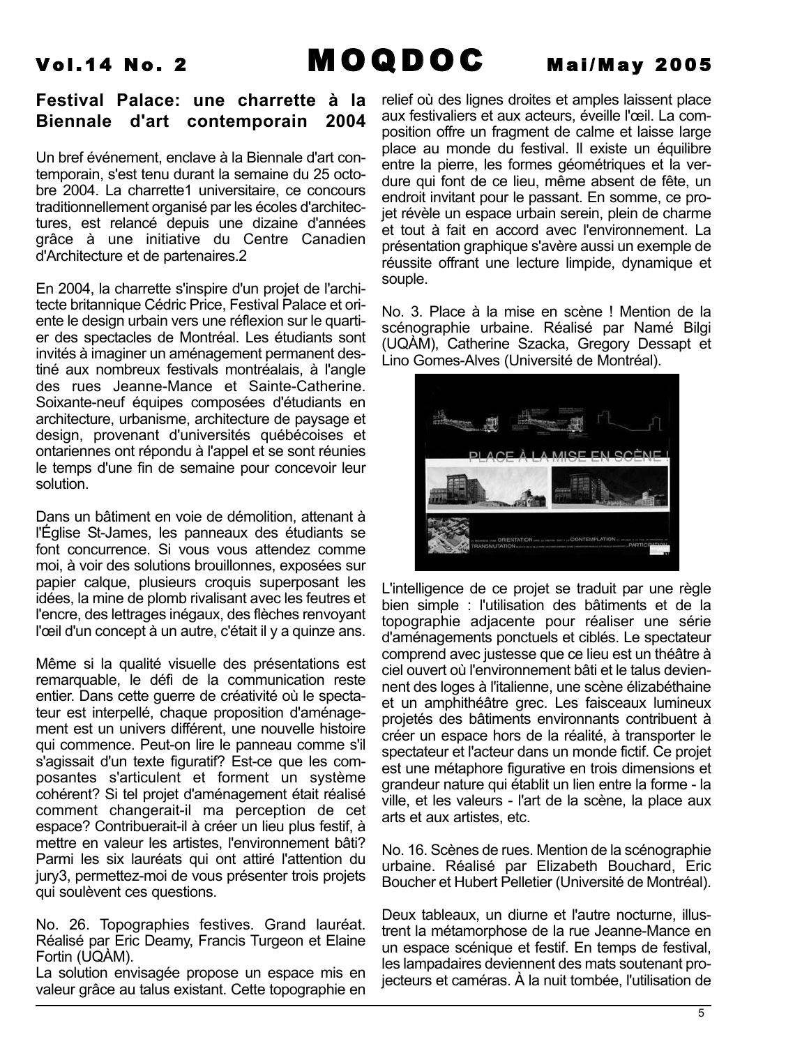## Festival Palace: une charrette à la Biennale d'art contemporain 2004

Un bref événement, enclave à la Biennale d'art contemporain, s'est tenu durant la semaine du 25 octobre 2004. La charrette1 universitaire, ce concours traditionnellement organisé par les écoles d'architectures, est relancé depuis une dizaine d'années grâce à une initiative du Centre Canadien d'Architecture et de partenaires.2

En 2004, la charrette s'inspire d'un projet de l'architecte britannique Cédric Price, Festival Palace et oriente le design urbain vers une réflexion sur le quartier des spectacles de Montréal. Les étudiants sont invités à imaginer un aménagement permanent destiné aux nombreux festivals montréalais, à l'angle des rues Jeanne-Mance et Sainte-Catherine. Soixante-neuf équipes composées d'étudiants en architecture, urbanisme, architecture de paysage et design, provenant d'universités québécoises et ontariennes ont répondu à l'appel et se sont réunies le temps d'une fin de semaine pour concevoir leur solution.

Dans un bâtiment en voie de démolition, attenant à l'Église St-James, les panneaux des étudiants se font concurrence. Si vous vous attendez comme moi, à voir des solutions brouillonnes, exposées sur papier calque, plusieurs croquis superposant les idées, la mine de plomb rivalisant avec les feutres et l'encre, des lettrages inégaux, des flèches renvoyant l'œil d'un concept à un autre, c'était il y a quinze ans.

Même si la qualité visuelle des présentations est remarquable, le défi de la communication reste entier. Dans cette guerre de créativité où le spectateur est interpellé, chaque proposition d'aménagement est un univers différent, une nouvelle histoire qui commence. Peut-on lire le panneau comme s'il s'agissait d'un texte figuratif? Est-ce que les composantes s'articulent et forment un système cohérent? Si tel projet d'aménagement était réalisé comment changerait-il ma perception de cet espace? Contribuerait-il à créer un lieu plus festif, à mettre en valeur les artistes, l'environnement bâti? Parmi les six lauréats qui ont attiré l'attention du jury3, permettez-moi de vous présenter trois projets qui soulèvent ces questions.

No. 26. Topographies festives. Grand lauréat. Réalisé par Eric Deamy, Francis Turgeon et Elaine Fortin (UQÀM).

La solution envisagée propose un espace mis en valeur grâce au talus existant. Cette topographie en relief où des lignes droites et amples laissent place aux festivaliers et aux acteurs, éveille l'œil. La composition offre un fragment de calme et laisse large place au monde du festival. Il existe un équilibre entre la pierre, les formes géométriques et la verdure qui font de ce lieu, même absent de fête, un endroit invitant pour le passant. En somme, ce projet révèle un espace urbain serein, plein de charme et tout à fait en accord avec l'environnement. La présentation graphique s'avère aussi un exemple de réussite offrant une lecture limpide, dynamique et souple.

No. 3. Place à la mise en scène ! Mention de la scénographie urbaine. Réalisé par Namé Bilgi (UQÀM), Catherine Szacka, Gregory Dessapt et Lino Gomes-Alves (Université de Montréal).

L'intelligence de ce projet se traduit par une règle bien simple : l'utilisation des bâtiments et de la topographie adjacente pour réaliser une série d'aménagements ponctuels et ciblés. Le spectateur comprend avec justesse que ce lieu est un théâtre à ciel ouvert où l'environnement bâti et le talus deviennent des loges à l'italienne, une scène élizabéthaine et un amphithéâtre grec. Les faisceaux lumineux projetés des bâtiments environnants contribuent à créer un espace hors de la réalité, à transporter le spectateur et l'acteur dans un monde fictif. Ce projet est une métaphore figurative en trois dimensions et grandeur nature qui établit un lien entre la forme - la ville, et les valeurs - l'art de la scène, la place aux arts et aux artistes, etc.

No. 16. Scènes de rues. Mention de la scénographie urbaine. Réalisé par Elizabeth Bouchard, Eric Boucher et Hubert Pelletier (Université de Montréal).

Deux tableaux, un diurne et l'autre nocturne, illustrent la métamorphose de la rue Jeanne-Mance en un espace scénique et festif. En temps de festival, les lampadaires deviennent des mats soutenant projecteurs et caméras. À la nuit tombée, l'utilisation de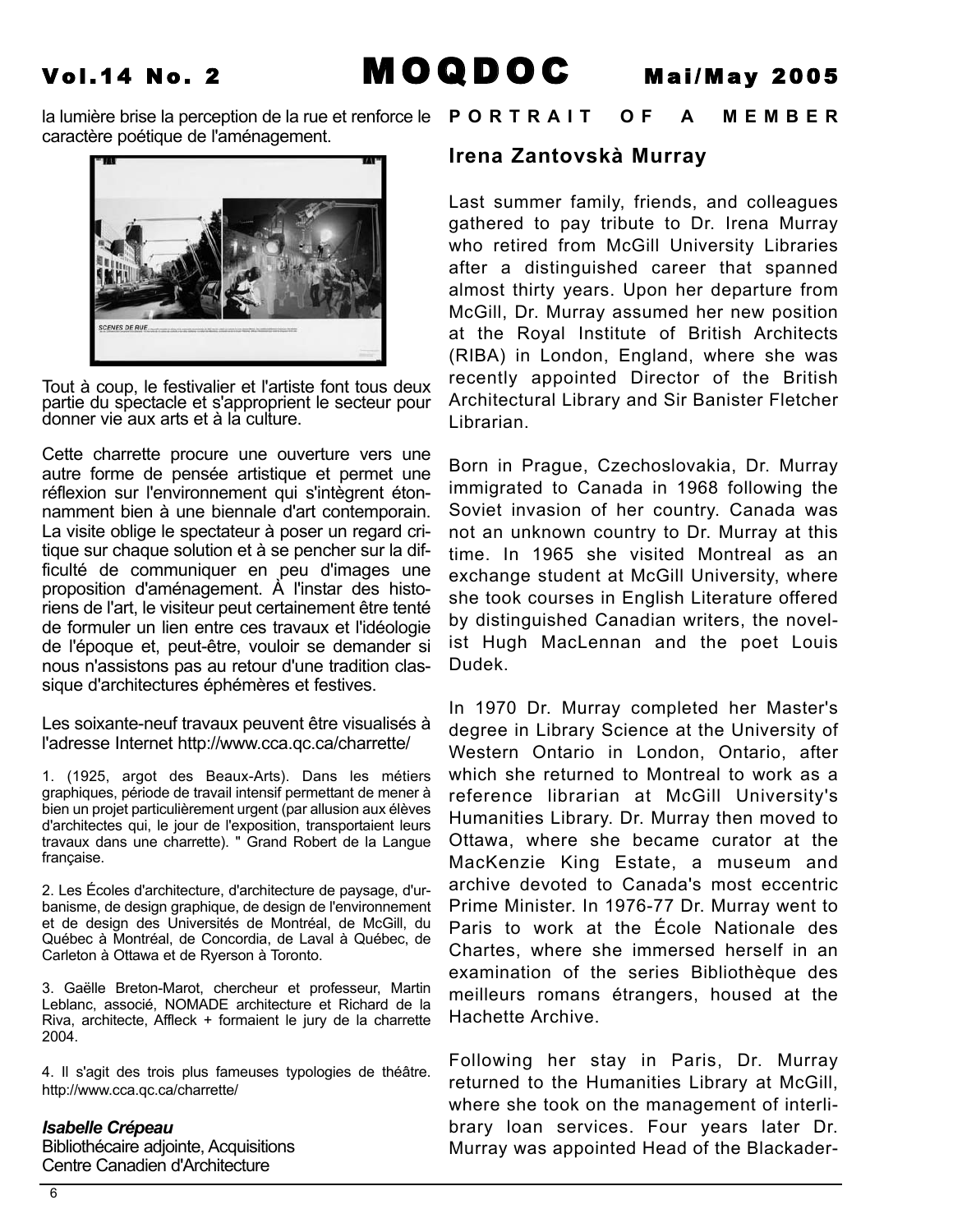la lumière brise la perception de la rue et renforce le caractère poétique de l'aménagement.

Tout à coup, le festivalier et l'artiste font tous deux partie du spectacle et s'approprient le secteur pour donner vie aux arts et à la culture.

Cette charrette procure une ouverture vers une autre forme de pensée artistique et permet une réflexion sur l'environnement qui s'intègrent étonnamment bien à une biennale d'art contemporain. La visite oblige le spectateur à poser un regard critique sur chaque solution et à se pencher sur la difficulté de communiquer en peu d'images une proposition d'aménagement. À l'instar des historiens de l'art, le visiteur peut certainement être tenté de formuler un lien entre ces travaux et l'idéologie de l'époque et, peut-être, vouloir se demander si nous n'assistons pas au retour d'une tradition classique d'architectures éphémères et festives.

Les soixante-neuf travaux peuvent être visualisés à l'adresse Internet http://www.cca.qc.ca/charrette/

1. (1925, argot des Beaux-Arts). Dans les métiers graphiques, période de travail intensif permettant de mener à bien un projet particulièrement urgent (par allusion aux élèves d'architectes qui, le jour de l'exposition, transportaient leurs travaux dans une charrette). " Grand Robert de la Langue française.

2. Les Écoles d'architecture, d'architecture de paysage, d'urbanisme, de design graphique, de design de l'environnement et de design des Universités de Montréal, de McGill, du Québec à Montréal, de Concordia, de Laval à Québec, de Carleton à Ottawa et de Ryerson à Toronto.

3. Gaëlle Breton-Marot, chercheur et professeur, Martin Leblanc, associé, NOMADE architecture et Richard de la Riva, architecte, Affleck + formaient le jury de la charrette 2004.

4. Il s'agit des trois plus fameuses typologies de théâtre. http://www.cca.qc.ca/charrette/

***Isabelle Crépeau***
Bibliothécaire adjointe, Acquisitions
Centre Canadien d'Architecture

## PORTRAIT OF A MEMBER

### Irena Zantovskà Murray

Last summer family, friends, and colleagues gathered to pay tribute to Dr. Irena Murray who retired from McGill University Libraries after a distinguished career that spanned almost thirty years. Upon her departure from McGill, Dr. Murray assumed her new position at the Royal Institute of British Architects (RIBA) in London, England, where she was recently appointed Director of the British Architectural Library and Sir Banister Fletcher Librarian.

Born in Prague, Czechoslovakia, Dr. Murray immigrated to Canada in 1968 following the Soviet invasion of her country. Canada was not an unknown country to Dr. Murray at this time. In 1965 she visited Montreal as an exchange student at McGill University, where she took courses in English Literature offered by distinguished Canadian writers, the novelist Hugh MacLennan and the poet Louis Dudek.

In 1970 Dr. Murray completed her Master's degree in Library Science at the University of Western Ontario in London, Ontario, after which she returned to Montreal to work as a reference librarian at McGill University's Humanities Library. Dr. Murray then moved to Ottawa, where she became curator at the MacKenzie King Estate, a museum and archive devoted to Canada's most eccentric Prime Minister. In 1976-77 Dr. Murray went to Paris to work at the École Nationale des Chartes, where she immersed herself in an examination of the series Bibliothèque des meilleurs romans étrangers, housed at the Hachette Archive.

Following her stay in Paris, Dr. Murray returned to the Humanities Library at McGill, where she took on the management of interlibrary loan services. Four years later Dr. Murray was appointed Head of the Blackader-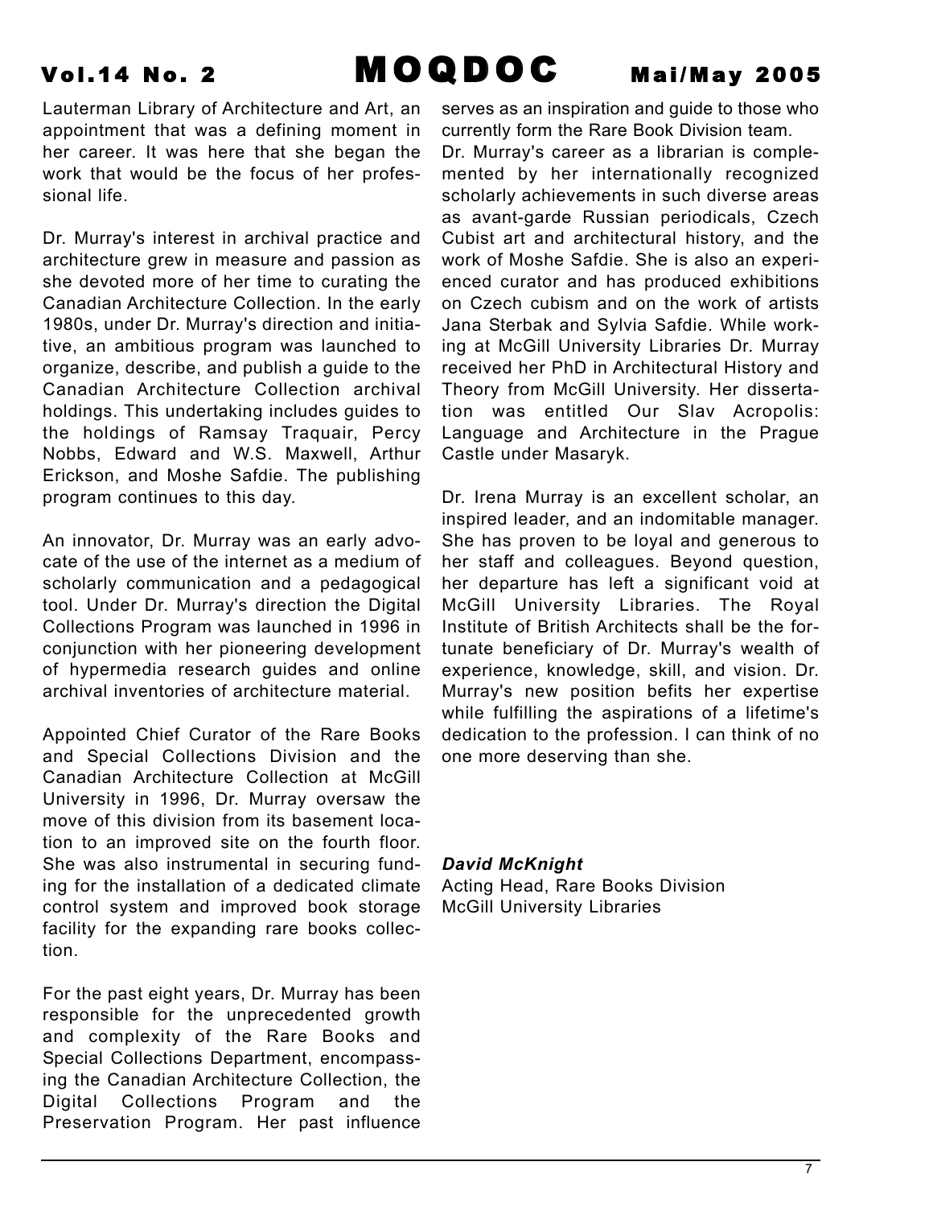Lauterman Library of Architecture and Art, an appointment that was a defining moment in her career. It was here that she began the work that would be the focus of her professional life.

Dr. Murray's interest in archival practice and architecture grew in measure and passion as she devoted more of her time to curating the Canadian Architecture Collection. In the early 1980s, under Dr. Murray's direction and initiative, an ambitious program was launched to organize, describe, and publish a guide to the Canadian Architecture Collection archival holdings. This undertaking includes guides to the holdings of Ramsay Traquair, Percy Nobbs, Edward and W.S. Maxwell, Arthur Erickson, and Moshe Safdie. The publishing program continues to this day.

An innovator, Dr. Murray was an early advocate of the use of the internet as a medium of scholarly communication and a pedagogical tool. Under Dr. Murray's direction the Digital Collections Program was launched in 1996 in conjunction with her pioneering development of hypermedia research guides and online archival inventories of architecture material.

Appointed Chief Curator of the Rare Books and Special Collections Division and the Canadian Architecture Collection at McGill University in 1996, Dr. Murray oversaw the move of this division from its basement location to an improved site on the fourth floor. She was also instrumental in securing funding for the installation of a dedicated climate control system and improved book storage facility for the expanding rare books collection.

For the past eight years, Dr. Murray has been responsible for the unprecedented growth and complexity of the Rare Books and Special Collections Department, encompassing the Canadian Architecture Collection, the Digital Collections Program and the Preservation Program. Her past influence serves as an inspiration and guide to those who currently form the Rare Book Division team.

Dr. Murray's career as a librarian is complemented by her internationally recognized scholarly achievements in such diverse areas as avant-garde Russian periodicals, Czech Cubist art and architectural history, and the work of Moshe Safdie. She is also an experienced curator and has produced exhibitions on Czech cubism and on the work of artists Jana Sterbak and Sylvia Safdie. While working at McGill University Libraries Dr. Murray received her PhD in Architectural History and Theory from McGill University. Her dissertation was entitled Our Slav Acropolis: Language and Architecture in the Prague Castle under Masaryk.

Dr. Irena Murray is an excellent scholar, an inspired leader, and an indomitable manager. She has proven to be loyal and generous to her staff and colleagues. Beyond question, her departure has left a significant void at McGill University Libraries. The Royal Institute of British Architects shall be the fortunate beneficiary of Dr. Murray's wealth of experience, knowledge, skill, and vision. Dr. Murray's new position befits her expertise while fulfilling the aspirations of a lifetime's dedication to the profession. I can think of no one more deserving than she.

***David McKnight***
Acting Head, Rare Books Division
McGill University Libraries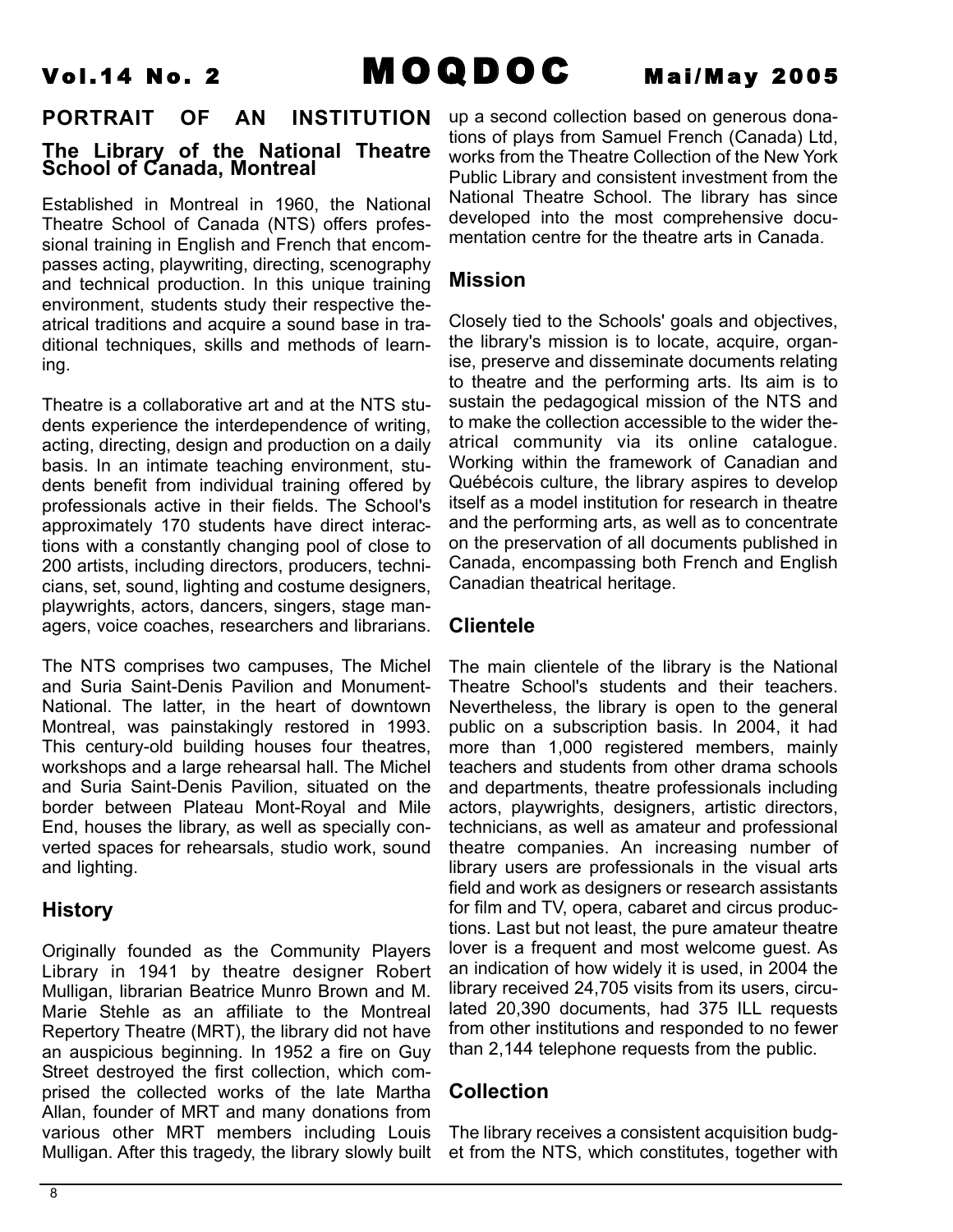## PORTRAIT OF AN INSTITUTION

### The Library of the National Theatre School of Canada, Montreal

Established in Montreal in 1960, the National Theatre School of Canada (NTS) offers professional training in English and French that encompasses acting, playwriting, directing, scenography and technical production. In this unique training environment, students study their respective theatrical traditions and acquire a sound base in traditional techniques, skills and methods of learning.

Theatre is a collaborative art and at the NTS students experience the interdependence of writing, acting, directing, design and production on a daily basis. In an intimate teaching environment, students benefit from individual training offered by professionals active in their fields. The School's approximately 170 students have direct interactions with a constantly changing pool of close to 200 artists, including directors, producers, technicians, set, sound, lighting and costume designers, playwrights, actors, dancers, singers, stage managers, voice coaches, researchers and librarians.

The NTS comprises two campuses, The Michel and Suria Saint-Denis Pavilion and Monument-National. The latter, in the heart of downtown Montreal, was painstakingly restored in 1993. This century-old building houses four theatres, workshops and a large rehearsal hall. The Michel and Suria Saint-Denis Pavilion, situated on the border between Plateau Mont-Royal and Mile End, houses the library, as well as specially converted spaces for rehearsals, studio work, sound and lighting.

### History

Originally founded as the Community Players Library in 1941 by theatre designer Robert Mulligan, librarian Beatrice Munro Brown and M. Marie Stehle as an affiliate to the Montreal Repertory Theatre (MRT), the library did not have an auspicious beginning. In 1952 a fire on Guy Street destroyed the first collection, which comprised the collected works of the late Martha Allan, founder of MRT and many donations from various other MRT members including Louis Mulligan. After this tragedy, the library slowly built up a second collection based on generous donations of plays from Samuel French (Canada) Ltd, works from the Theatre Collection of the New York Public Library and consistent investment from the National Theatre School. The library has since developed into the most comprehensive documentation centre for the theatre arts in Canada.

### Mission

Closely tied to the Schools' goals and objectives, the library's mission is to locate, acquire, organise, preserve and disseminate documents relating to theatre and the performing arts. Its aim is to sustain the pedagogical mission of the NTS and to make the collection accessible to the wider theatrical community via its online catalogue. Working within the framework of Canadian and Québécois culture, the library aspires to develop itself as a model institution for research in theatre and the performing arts, as well as to concentrate on the preservation of all documents published in Canada, encompassing both French and English Canadian theatrical heritage.

### Clientele

The main clientele of the library is the National Theatre School's students and their teachers. Nevertheless, the library is open to the general public on a subscription basis. In 2004, it had more than 1,000 registered members, mainly teachers and students from other drama schools and departments, theatre professionals including actors, playwrights, designers, artistic directors, technicians, as well as amateur and professional theatre companies. An increasing number of library users are professionals in the visual arts field and work as designers or research assistants for film and TV, opera, cabaret and circus productions. Last but not least, the pure amateur theatre lover is a frequent and most welcome guest. As an indication of how widely it is used, in 2004 the library received 24,705 visits from its users, circulated 20,390 documents, had 375 ILL requests from other institutions and responded to no fewer than 2,144 telephone requests from the public.

### Collection

The library receives a consistent acquisition budget from the NTS, which constitutes, together with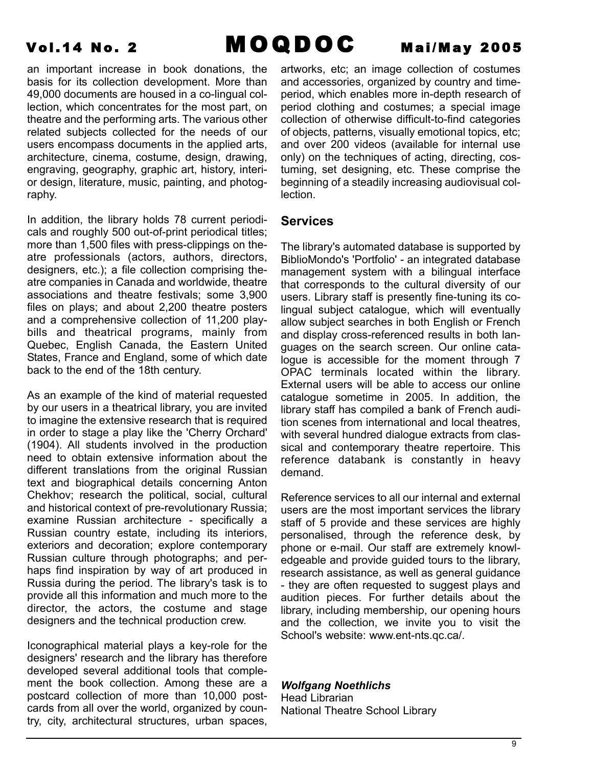an important increase in book donations, the basis for its collection development. More than 49,000 documents are housed in a co-lingual collection, which concentrates for the most part, on theatre and the performing arts. The various other related subjects collected for the needs of our users encompass documents in the applied arts, architecture, cinema, costume, design, drawing, engraving, geography, graphic art, history, interior design, literature, music, painting, and photography.

In addition, the library holds 78 current periodicals and roughly 500 out-of-print periodical titles; more than 1,500 files with press-clippings on theatre professionals (actors, authors, directors, designers, etc.); a file collection comprising theatre companies in Canada and worldwide, theatre associations and theatre festivals; some 3,900 files on plays; and about 2,200 theatre posters and a comprehensive collection of 11,200 playbills and theatrical programs, mainly from Quebec, English Canada, the Eastern United States, France and England, some of which date back to the end of the 18th century.

As an example of the kind of material requested by our users in a theatrical library, you are invited to imagine the extensive research that is required in order to stage a play like the 'Cherry Orchard' (1904). All students involved in the production need to obtain extensive information about the different translations from the original Russian text and biographical details concerning Anton Chekhov; research the political, social, cultural and historical context of pre-revolutionary Russia; examine Russian architecture - specifically a Russian country estate, including its interiors, exteriors and decoration; explore contemporary Russian culture through photographs; and perhaps find inspiration by way of art produced in Russia during the period. The library's task is to provide all this information and much more to the director, the actors, the costume and stage designers and the technical production crew.

Iconographical material plays a key-role for the designers' research and the library has therefore developed several additional tools that complement the book collection. Among these are a postcard collection of more than 10,000 postcards from all over the world, organized by country, city, architectural structures, urban spaces, artworks, etc; an image collection of costumes and accessories, organized by country and time-period, which enables more in-depth research of period clothing and costumes; a special image collection of otherwise difficult-to-find categories of objects, patterns, visually emotional topics, etc; and over 200 videos (available for internal use only) on the techniques of acting, directing, costuming, set designing, etc. These comprise the beginning of a steadily increasing audiovisual collection.

## Services

The library's automated database is supported by BiblioMondo's 'Portfolio' - an integrated database management system with a bilingual interface that corresponds to the cultural diversity of our users. Library staff is presently fine-tuning its co-lingual subject catalogue, which will eventually allow subject searches in both English or French and display cross-referenced results in both languages on the search screen. Our online catalogue is accessible for the moment through 7 OPAC terminals located within the library. External users will be able to access our online catalogue sometime in 2005. In addition, the library staff has compiled a bank of French audition scenes from international and local theatres, with several hundred dialogue extracts from classical and contemporary theatre repertoire. This reference databank is constantly in heavy demand.

Reference services to all our internal and external users are the most important services the library staff of 5 provide and these services are highly personalised, through the reference desk, by phone or e-mail. Our staff are extremely knowledgeable and provide guided tours to the library, research assistance, as well as general guidance - they are often requested to suggest plays and audition pieces. For further details about the library, including membership, our opening hours and the collection, we invite you to visit the School's website: www.ent-nts.qc.ca/.

***Wolfgang Noethlichs***
Head Librarian
National Theatre School Library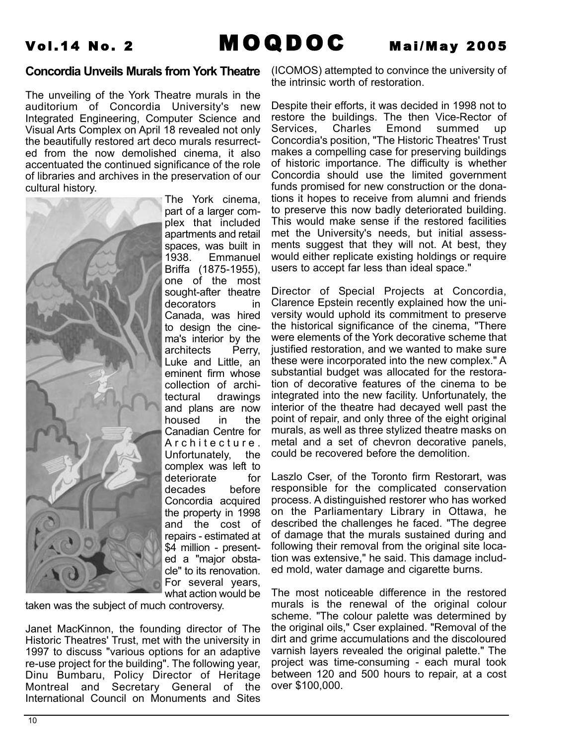## Concordia Unveils Murals from York Theatre

The unveiling of the York Theatre murals in the auditorium of Concordia University's new Integrated Engineering, Computer Science and Visual Arts Complex on April 18 revealed not only the beautifully restored art deco murals resurrected from the now demolished cinema, it also accentuated the continued significance of the role of libraries and archives in the preservation of our cultural history.

The York cinema, part of a larger complex that included apartments and retail spaces, was built in 1938. Emmanuel Briffa (1875-1955), one of the most sought-after theatre decorators in Canada, was hired to design the cinema's interior by the architects Perry, Luke and Little, an eminent firm whose collection of architectural drawings and plans are now housed in the Canadian Centre for Architecture. Unfortunately, the complex was left to deteriorate for decades before Concordia acquired the property in 1998 and the cost of repairs - estimated at $4 million - presented a "major obstacle" to its renovation. For several years, what action would be taken was the subject of much controversy.

Janet MacKinnon, the founding director of The Historic Theatres' Trust, met with the university in 1997 to discuss "various options for an adaptive re-use project for the building". The following year, Dinu Bumbaru, Policy Director of Heritage Montreal and Secretary General of the International Council on Monuments and Sites (ICOMOS) attempted to convince the university of the intrinsic worth of restoration.

Despite their efforts, it was decided in 1998 not to restore the buildings. The then Vice-Rector of Services, Charles Emond summed up Concordia's position, "The Historic Theatres' Trust makes a compelling case for preserving buildings of historic importance. The difficulty is whether Concordia should use the limited government funds promised for new construction or the donations it hopes to receive from alumni and friends to preserve this now badly deteriorated building. This would make sense if the restored facilities met the University's needs, but initial assessments suggest that they will not. At best, they would either replicate existing holdings or require users to accept far less than ideal space."

Director of Special Projects at Concordia, Clarence Epstein recently explained how the university would uphold its commitment to preserve the historical significance of the cinema, "There were elements of the York decorative scheme that justified restoration, and we wanted to make sure these were incorporated into the new complex." A substantial budget was allocated for the restoration of decorative features of the cinema to be integrated into the new facility. Unfortunately, the interior of the theatre had decayed well past the point of repair, and only three of the eight original murals, as well as three stylized theatre masks on metal and a set of chevron decorative panels, could be recovered before the demolition.

Laszlo Cser, of the Toronto firm Restorart, was responsible for the complicated conservation process. A distinguished restorer who has worked on the Parliamentary Library in Ottawa, he described the challenges he faced. "The degree of damage that the murals sustained during and following their removal from the original site location was extensive," he said. This damage included mold, water damage and cigarette burns.

The most noticeable difference in the restored murals is the renewal of the original colour scheme. "The colour palette was determined by the original oils," Cser explained. "Removal of the dirt and grime accumulations and the discoloured varnish layers revealed the original palette." The project was time-consuming - each mural took between 120 and 500 hours to repair, at a cost over $100,000.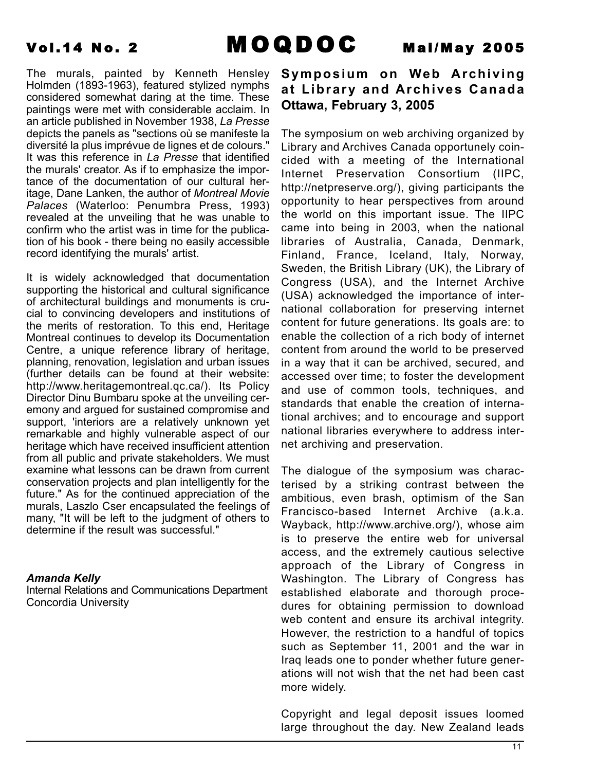The murals, painted by Kenneth Hensley Holmden (1893-1963), featured stylized nymphs considered somewhat daring at the time. These paintings were met with considerable acclaim. In an article published in November 1938, *La Presse* depicts the panels as "sections où se manifeste la diversité la plus imprévue de lignes et de colours." It was this reference in *La Presse* that identified the murals' creator. As if to emphasize the importance of the documentation of our cultural heritage, Dane Lanken, the author of *Montreal Movie Palaces* (Waterloo: Penumbra Press, 1993) revealed at the unveiling that he was unable to confirm who the artist was in time for the publication of his book - there being no easily accessible record identifying the murals' artist.

It is widely acknowledged that documentation supporting the historical and cultural significance of architectural buildings and monuments is crucial to convincing developers and institutions of the merits of restoration. To this end, Heritage Montreal continues to develop its Documentation Centre, a unique reference library of heritage, planning, renovation, legislation and urban issues (further details can be found at their website: http://www.heritagemontreal.qc.ca/). Its Policy Director Dinu Bumbaru spoke at the unveiling ceremony and argued for sustained compromise and support, 'interiors are a relatively unknown yet remarkable and highly vulnerable aspect of our heritage which have received insufficient attention from all public and private stakeholders. We must examine what lessons can be drawn from current conservation projects and plan intelligently for the future." As for the continued appreciation of the murals, Laszlo Cser encapsulated the feelings of many, "It will be left to the judgment of others to determine if the result was successful."

***Amanda Kelly***
Internal Relations and Communications Department
Concordia University

## Symposium on Web Archiving at Library and Archives Canada Ottawa, February 3, 2005

The symposium on web archiving organized by Library and Archives Canada opportunely coincided with a meeting of the International Internet Preservation Consortium (IIPC, http://netpreserve.org/), giving participants the opportunity to hear perspectives from around the world on this important issue. The IIPC came into being in 2003, when the national libraries of Australia, Canada, Denmark, Finland, France, Iceland, Italy, Norway, Sweden, the British Library (UK), the Library of Congress (USA), and the Internet Archive (USA) acknowledged the importance of international collaboration for preserving internet content for future generations. Its goals are: to enable the collection of a rich body of internet content from around the world to be preserved in a way that it can be archived, secured, and accessed over time; to foster the development and use of common tools, techniques, and standards that enable the creation of international archives; and to encourage and support national libraries everywhere to address internet archiving and preservation.

The dialogue of the symposium was characterised by a striking contrast between the ambitious, even brash, optimism of the San Francisco-based Internet Archive (a.k.a. Wayback, http://www.archive.org/), whose aim is to preserve the entire web for universal access, and the extremely cautious selective approach of the Library of Congress in Washington. The Library of Congress has established elaborate and thorough procedures for obtaining permission to download web content and ensure its archival integrity. However, the restriction to a handful of topics such as September 11, 2001 and the war in Iraq leads one to ponder whether future generations will not wish that the net had been cast more widely.

Copyright and legal deposit issues loomed large throughout the day. New Zealand leads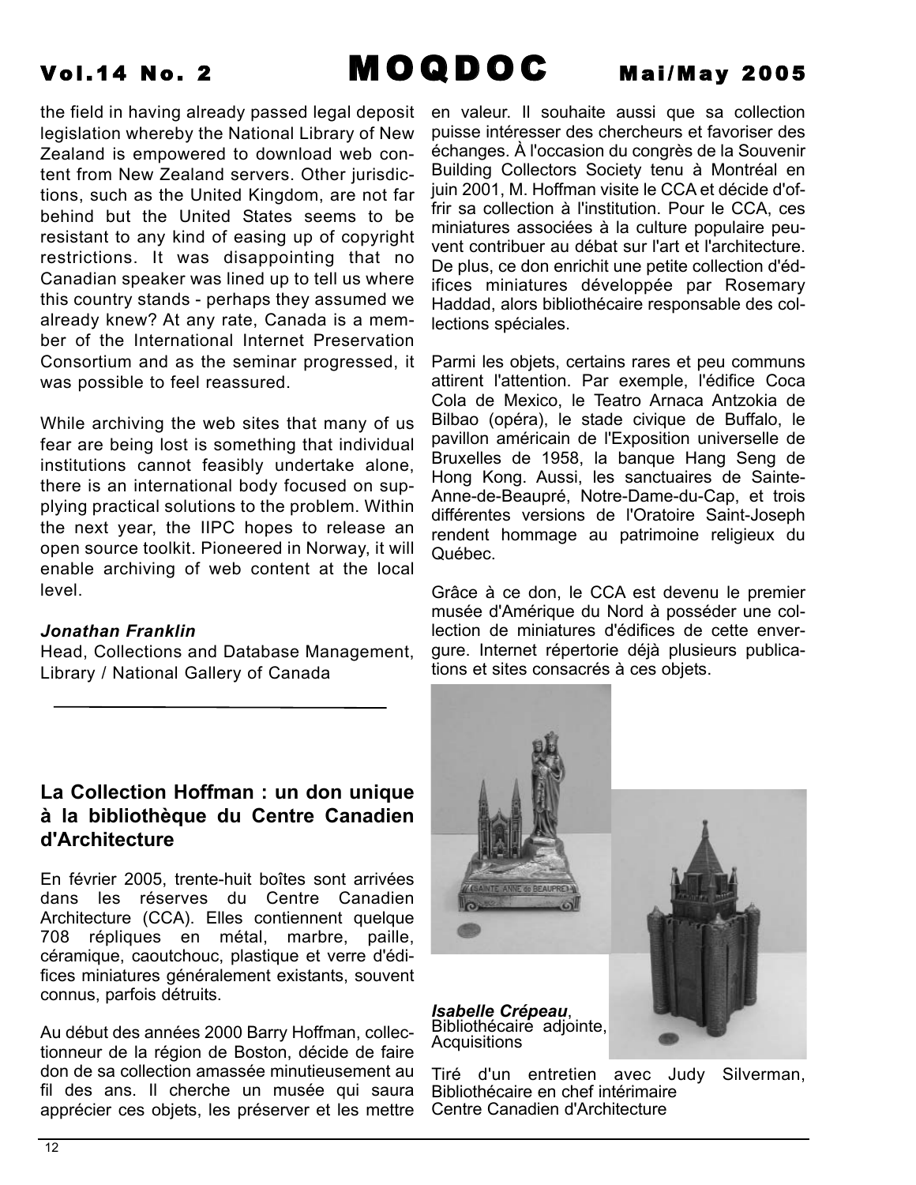the field in having already passed legal deposit legislation whereby the National Library of New Zealand is empowered to download web content from New Zealand servers. Other jurisdictions, such as the United Kingdom, are not far behind but the United States seems to be resistant to any kind of easing up of copyright restrictions. It was disappointing that no Canadian speaker was lined up to tell us where this country stands - perhaps they assumed we already knew? At any rate, Canada is a member of the International Internet Preservation Consortium and as the seminar progressed, it was possible to feel reassured.

While archiving the web sites that many of us fear are being lost is something that individual institutions cannot feasibly undertake alone, there is an international body focused on supplying practical solutions to the problem. Within the next year, the IIPC hopes to release an open source toolkit. Pioneered in Norway, it will enable archiving of web content at the local level.

***Jonathan Franklin***
Head, Collections and Database Management, Library / National Gallery of Canada

---

## La Collection Hoffman : un don unique à la bibliothèque du Centre Canadien d'Architecture

En février 2005, trente-huit boîtes sont arrivées dans les réserves du Centre Canadien Architecture (CCA). Elles contiennent quelque 708 répliques en métal, marbre, paille, céramique, caoutchouc, plastique et verre d'édifices miniatures généralement existants, souvent connus, parfois détruits.

Au début des années 2000 Barry Hoffman, collectionneur de la région de Boston, décide de faire don de sa collection amassée minutieusement au fil des ans. Il cherche un musée qui saura apprécier ces objets, les préserver et les mettre en valeur. Il souhaite aussi que sa collection puisse intéresser des chercheurs et favoriser des échanges. À l'occasion du congrès de la Souvenir Building Collectors Society tenu à Montréal en juin 2001, M. Hoffman visite le CCA et décide d'offrir sa collection à l'institution. Pour le CCA, ces miniatures associées à la culture populaire peuvent contribuer au débat sur l'art et l'architecture. De plus, ce don enrichit une petite collection d'édifices miniatures développée par Rosemary Haddad, alors bibliothécaire responsable des collections spéciales.

Parmi les objets, certains rares et peu communs attirent l'attention. Par exemple, l'édifice Coca Cola de Mexico, le Teatro Arnaca Antzokia de Bilbao (opéra), le stade civique de Buffalo, le pavillon américain de l'Exposition universelle de Bruxelles de 1958, la banque Hang Seng de Hong Kong. Aussi, les sanctuaires de Sainte-Anne-de-Beaupré, Notre-Dame-du-Cap, et trois différentes versions de l'Oratoire Saint-Joseph rendent hommage au patrimoine religieux du Québec.

Grâce à ce don, le CCA est devenu le premier musée d'Amérique du Nord à posséder une collection de miniatures d'édifices de cette envergure. Internet répertorie déjà plusieurs publications et sites consacrés à ces objets.

***Isabelle Crépeau***,
Bibliothécaire adjointe, Acquisitions

Tiré d'un entretien avec Judy Silverman, Bibliothécaire en chef intérimaire
Centre Canadien d'Architecture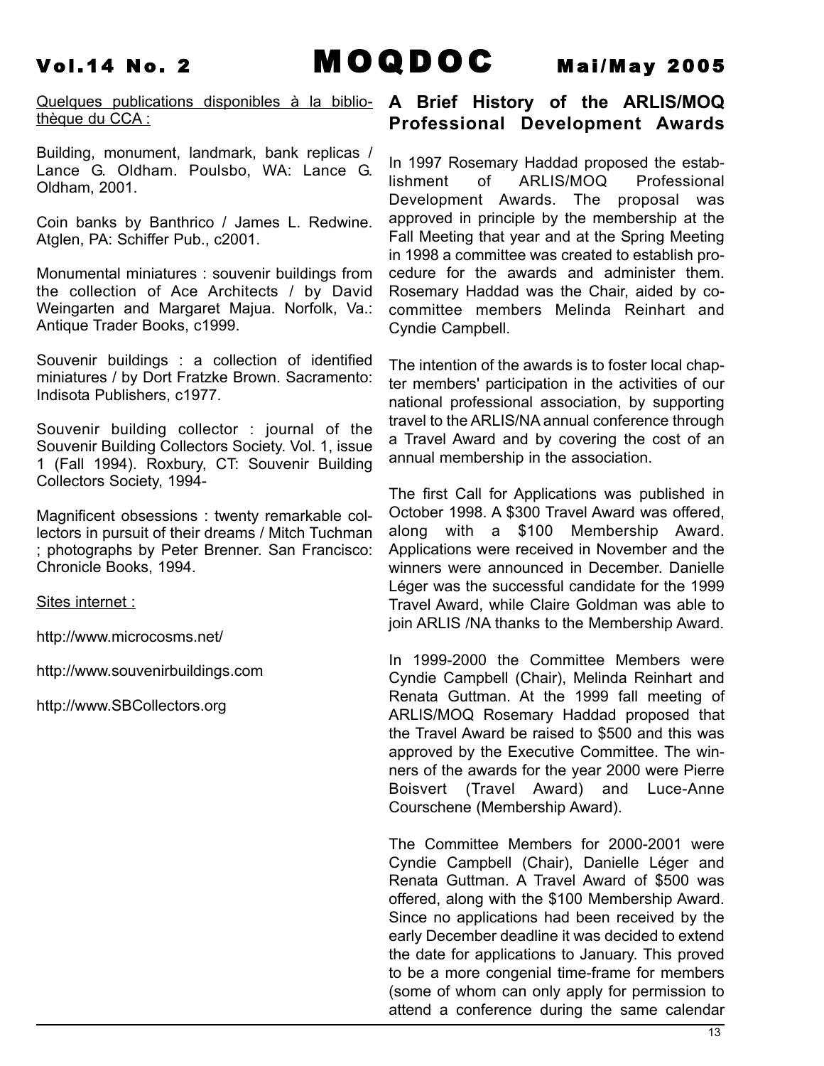Quelques publications disponibles à la bibliothèque du CCA :

Building, monument, landmark, bank replicas / Lance G. Oldham. Poulsbo, WA: Lance G. Oldham, 2001.

Coin banks by Banthrico / James L. Redwine. Atglen, PA: Schiffer Pub., c2001.

Monumental miniatures : souvenir buildings from the collection of Ace Architects / by David Weingarten and Margaret Majua. Norfolk, Va.: Antique Trader Books, c1999.

Souvenir buildings : a collection of identified miniatures / by Dort Fratzke Brown. Sacramento: Indisota Publishers, c1977.

Souvenir building collector : journal of the Souvenir Building Collectors Society. Vol. 1, issue 1 (Fall 1994). Roxbury, CT: Souvenir Building Collectors Society, 1994-

Magnificent obsessions : twenty remarkable collectors in pursuit of their dreams / Mitch Tuchman ; photographs by Peter Brenner. San Francisco: Chronicle Books, 1994.

Sites internet :

http://www.microcosms.net/

http://www.souvenirbuildings.com

http://www.SBCollectors.org

## A Brief History of the ARLIS/MOQ Professional Development Awards

In 1997 Rosemary Haddad proposed the establishment of ARLIS/MOQ Professional Development Awards. The proposal was approved in principle by the membership at the Fall Meeting that year and at the Spring Meeting in 1998 a committee was created to establish procedure for the awards and administer them. Rosemary Haddad was the Chair, aided by co-committee members Melinda Reinhart and Cyndie Campbell.

The intention of the awards is to foster local chapter members' participation in the activities of our national professional association, by supporting travel to the ARLIS/NA annual conference through a Travel Award and by covering the cost of an annual membership in the association.

The first Call for Applications was published in October 1998. A $300 Travel Award was offered, along with a $100 Membership Award. Applications were received in November and the winners were announced in December. Danielle Léger was the successful candidate for the 1999 Travel Award, while Claire Goldman was able to join ARLIS /NA thanks to the Membership Award.

In 1999-2000 the Committee Members were Cyndie Campbell (Chair), Melinda Reinhart and Renata Guttman. At the 1999 fall meeting of ARLIS/MOQ Rosemary Haddad proposed that the Travel Award be raised to $500 and this was approved by the Executive Committee. The winners of the awards for the year 2000 were Pierre Boisvert (Travel Award) and Luce-Anne Courschene (Membership Award).

The Committee Members for 2000-2001 were Cyndie Campbell (Chair), Danielle Léger and Renata Guttman. A Travel Award of $500 was offered, along with the $100 Membership Award. Since no applications had been received by the early December deadline it was decided to extend the date for applications to January. This proved to be a more congenial time-frame for members (some of whom can only apply for permission to attend a conference during the same calendar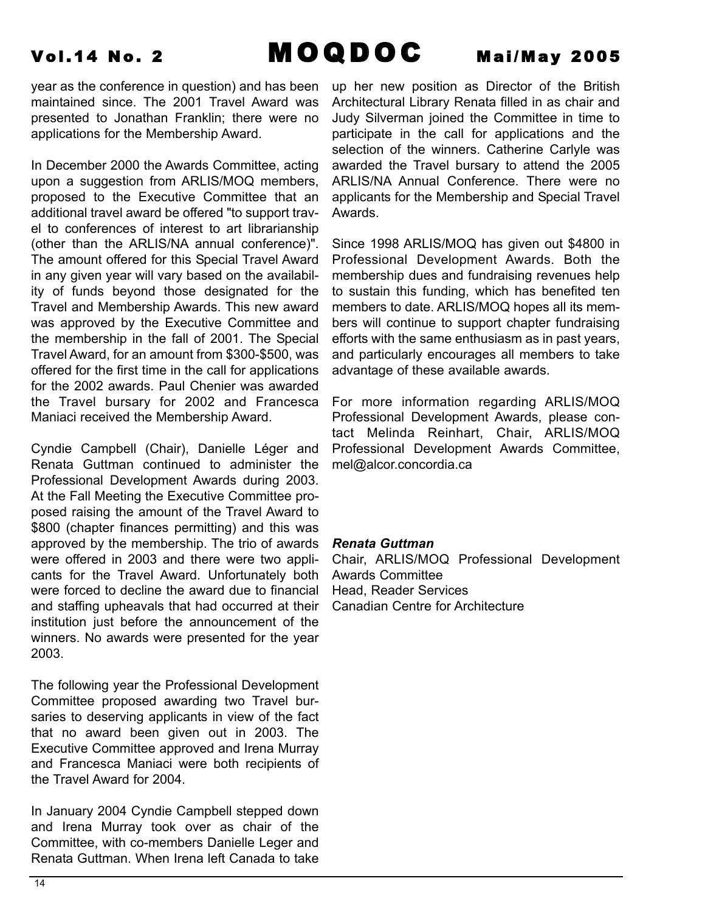year as the conference in question) and has been maintained since. The 2001 Travel Award was presented to Jonathan Franklin; there were no applications for the Membership Award.

In December 2000 the Awards Committee, acting upon a suggestion from ARLIS/MOQ members, proposed to the Executive Committee that an additional travel award be offered "to support travel to conferences of interest to art librarianship (other than the ARLIS/NA annual conference)". The amount offered for this Special Travel Award in any given year will vary based on the availability of funds beyond those designated for the Travel and Membership Awards. This new award was approved by the Executive Committee and the membership in the fall of 2001. The Special Travel Award, for an amount from $300-$500, was offered for the first time in the call for applications for the 2002 awards. Paul Chenier was awarded the Travel bursary for 2002 and Francesca Maniaci received the Membership Award.

Cyndie Campbell (Chair), Danielle Léger and Renata Guttman continued to administer the Professional Development Awards during 2003. At the Fall Meeting the Executive Committee proposed raising the amount of the Travel Award to $800 (chapter finances permitting) and this was approved by the membership. The trio of awards were offered in 2003 and there were two applicants for the Travel Award. Unfortunately both were forced to decline the award due to financial and staffing upheavals that had occurred at their institution just before the announcement of the winners. No awards were presented for the year 2003.

The following year the Professional Development Committee proposed awarding two Travel bursaries to deserving applicants in view of the fact that no award been given out in 2003. The Executive Committee approved and Irena Murray and Francesca Maniaci were both recipients of the Travel Award for 2004.

In January 2004 Cyndie Campbell stepped down and Irena Murray took over as chair of the Committee, with co-members Danielle Leger and Renata Guttman. When Irena left Canada to take up her new position as Director of the British Architectural Library Renata filled in as chair and Judy Silverman joined the Committee in time to participate in the call for applications and the selection of the winners. Catherine Carlyle was awarded the Travel bursary to attend the 2005 ARLIS/NA Annual Conference. There were no applicants for the Membership and Special Travel Awards.

Since 1998 ARLIS/MOQ has given out $4800 in Professional Development Awards. Both the membership dues and fundraising revenues help to sustain this funding, which has benefited ten members to date. ARLIS/MOQ hopes all its members will continue to support chapter fundraising efforts with the same enthusiasm as in past years, and particularly encourages all members to take advantage of these available awards.

For more information regarding ARLIS/MOQ Professional Development Awards, please contact Melinda Reinhart, Chair, ARLIS/MOQ Professional Development Awards Committee, mel@alcor.concordia.ca

***Renata Guttman***
Chair, ARLIS/MOQ Professional Development Awards Committee
Head, Reader Services
Canadian Centre for Architecture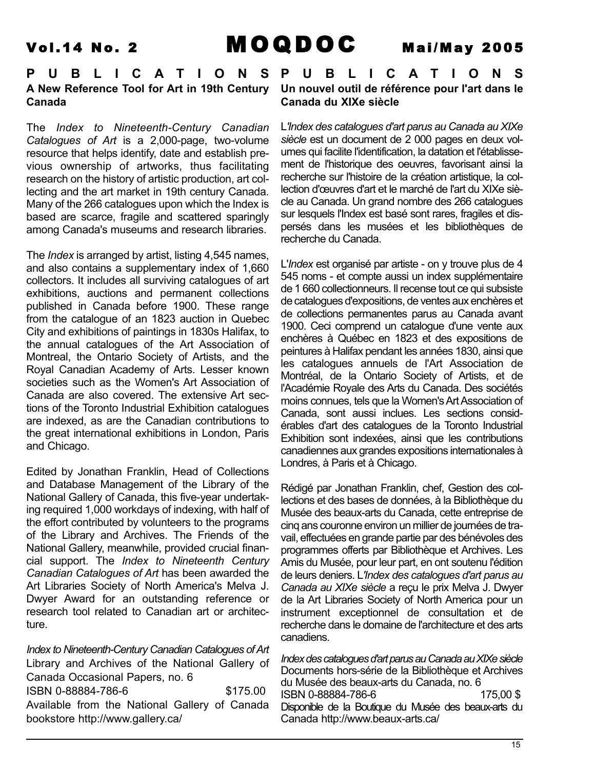# PUBLICATIONS

## A New Reference Tool for Art in 19th Century Canada

The *Index to Nineteenth-Century Canadian Catalogues of Art* is a 2,000-page, two-volume resource that helps identify, date and establish previous ownership of artworks, thus facilitating research on the history of artistic production, art collecting and the art market in 19th century Canada. Many of the 266 catalogues upon which the Index is based are scarce, fragile and scattered sparingly among Canada's museums and research libraries.

The *Index* is arranged by artist, listing 4,545 names, and also contains a supplementary index of 1,660 collectors. It includes all surviving catalogues of art exhibitions, auctions and permanent collections published in Canada before 1900. These range from the catalogue of an 1823 auction in Quebec City and exhibitions of paintings in 1830s Halifax, to the annual catalogues of the Art Association of Montreal, the Ontario Society of Artists, and the Royal Canadian Academy of Arts. Lesser known societies such as the Women's Art Association of Canada are also covered. The extensive Art sections of the Toronto Industrial Exhibition catalogues are indexed, as are the Canadian contributions to the great international exhibitions in London, Paris and Chicago.

Edited by Jonathan Franklin, Head of Collections and Database Management of the Library of the National Gallery of Canada, this five-year undertaking required 1,000 workdays of indexing, with half of the effort contributed by volunteers to the programs of the Library and Archives. The Friends of the National Gallery, meanwhile, provided crucial financial support. The *Index to Nineteenth Century Canadian Catalogues of Art* has been awarded the Art Libraries Society of North America's Melva J. Dwyer Award for an outstanding reference or research tool related to Canadian art or architecture.

*Index to Nineteenth-Century Canadian Catalogues of Art*
Library and Archives of the National Gallery of Canada Occasional Papers, no. 6
ISBN 0-88884-786-6 $175.00
Available from the National Gallery of Canada bookstore http://www.gallery.ca/

# PUBLICATIONS

## Un nouvel outil de référence pour l'art dans le Canada du XIXe siècle

L'*Index des catalogues d'art parus au Canada au XIXe siècle* est un document de 2 000 pages en deux volumes qui facilite l'identification, la datation et l'établissement de l'historique des oeuvres, favorisant ainsi la recherche sur l'histoire de la création artistique, la collection d'œuvres d'art et le marché de l'art du XIXe siècle au Canada. Un grand nombre des 266 catalogues sur lesquels l'Index est basé sont rares, fragiles et dispersés dans les musées et les bibliothèques de recherche du Canada.

L'*Index* est organisé par artiste - on y trouve plus de 4 545 noms - et compte aussi un index supplémentaire de 1 660 collectionneurs. Il recense tout ce qui subsiste de catalogues d'expositions, de ventes aux enchères et de collections permanentes parus au Canada avant 1900. Ceci comprend un catalogue d'une vente aux enchères à Québec en 1823 et des expositions de peintures à Halifax pendant les années 1830, ainsi que les catalogues annuels de l'Art Association de Montréal, de la Ontario Society of Artists, et de l'Académie Royale des Arts du Canada. Des sociétés moins connues, tels que la Women's Art Association of Canada, sont aussi inclues. Les sections considérables d'art des catalogues de la Toronto Industrial Exhibition sont indexées, ainsi que les contributions canadiennes aux grandes expositions internationales à Londres, à Paris et à Chicago.

Rédigé par Jonathan Franklin, chef, Gestion des collections et des bases de données, à la Bibliothèque du Musée des beaux-arts du Canada, cette entreprise de cinq ans couronne environ un millier de journées de travail, effectuées en grande partie par des bénévoles des programmes offerts par Bibliothèque et Archives. Les Amis du Musée, pour leur part, en ont soutenu l'édition de leurs deniers. L'*Index des catalogues d'art parus au Canada au XIXe siècle* a reçu le prix Melva J. Dwyer de la Art Libraries Society of North America pour un instrument exceptionnel de consultation et de recherche dans le domaine de l'architecture et des arts canadiens.

*Index des catalogues d'art parus au Canada au XIXe siècle*
Documents hors-série de la Bibliothèque et Archives du Musée des beaux-arts du Canada, no. 6
ISBN 0-88884-786-6 175,00 $
Disponible de la Boutique du Musée des beaux-arts du Canada http://www.beaux-arts.ca/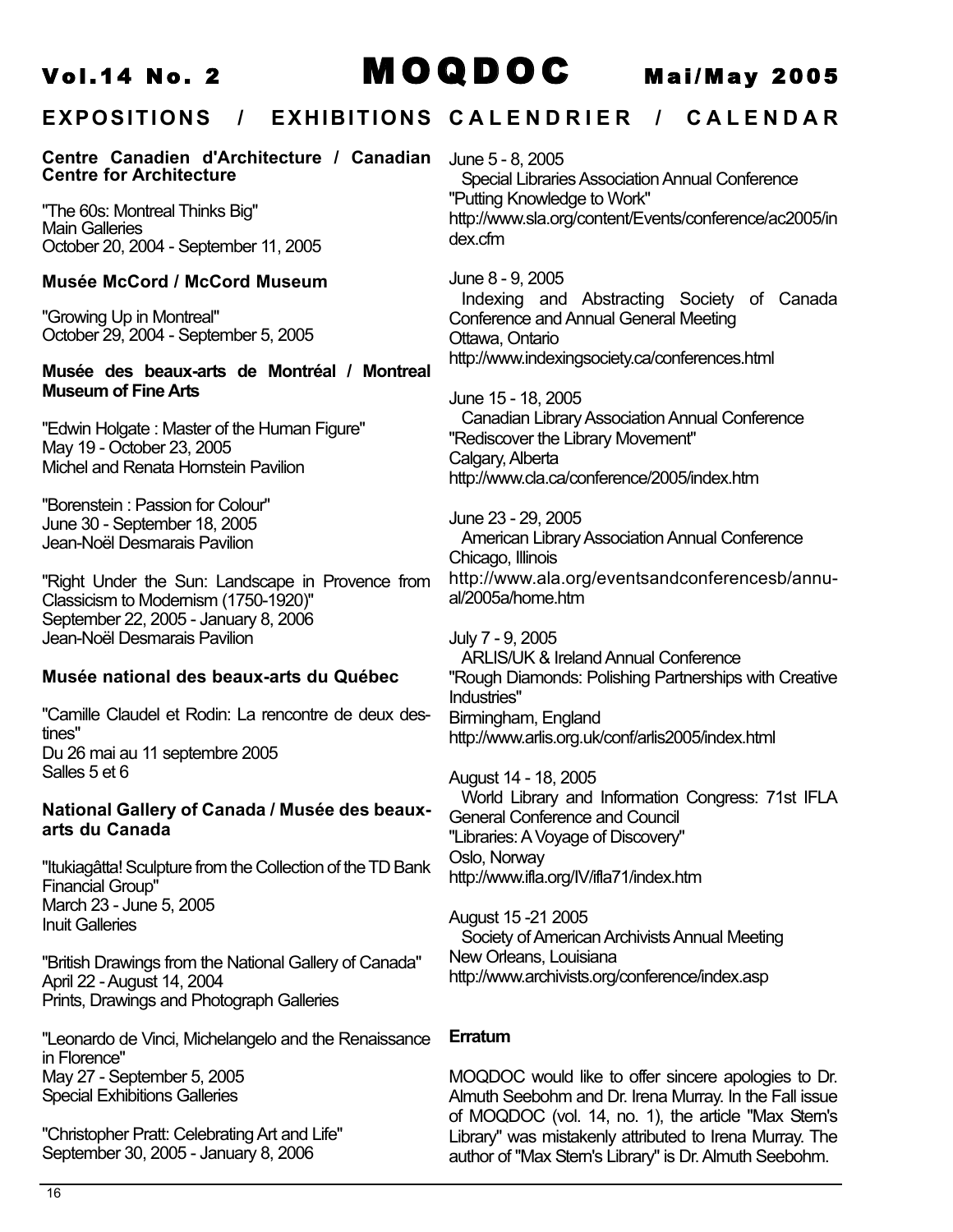# EXPOSITIONS / EXHIBITIONS

**Centre Canadien d'Architecture / Canadian Centre for Architecture**

"The 60s: Montreal Thinks Big"
Main Galleries
October 20, 2004 - September 11, 2005

**Musée McCord / McCord Museum**

"Growing Up in Montreal"
October 29, 2004 - September 5, 2005

**Musée des beaux-arts de Montréal / Montreal Museum of Fine Arts**

"Edwin Holgate : Master of the Human Figure"
May 19 - October 23, 2005
Michel and Renata Hornstein Pavilion

"Borenstein : Passion for Colour"
June 30 - September 18, 2005
Jean-Noël Desmarais Pavilion

"Right Under the Sun: Landscape in Provence from Classicism to Modernism (1750-1920)"
September 22, 2005 - January 8, 2006
Jean-Noël Desmarais Pavilion

**Musée national des beaux-arts du Québec**

"Camille Claudel et Rodin: La rencontre de deux destines"
Du 26 mai au 11 septembre 2005
Salles 5 et 6

**National Gallery of Canada / Musée des beaux-arts du Canada**

"Itukiagâtta! Sculpture from the Collection of the TD Bank Financial Group"
March 23 - June 5, 2005
Inuit Galleries

"British Drawings from the National Gallery of Canada"
April 22 - August 14, 2004
Prints, Drawings and Photograph Galleries

"Leonardo de Vinci, Michelangelo and the Renaissance in Florence"
May 27 - September 5, 2005
Special Exhibitions Galleries

"Christopher Pratt: Celebrating Art and Life"
September 30, 2005 - January 8, 2006

# CALENDRIER / CALENDAR

June 5 - 8, 2005
Special Libraries Association Annual Conference
"Putting Knowledge to Work"
http://www.sla.org/content/Events/conference/ac2005/index.cfm

June 8 - 9, 2005
Indexing and Abstracting Society of Canada Conference and Annual General Meeting
Ottawa, Ontario
http://www.indexingsociety.ca/conferences.html

June 15 - 18, 2005
Canadian Library Association Annual Conference
"Rediscover the Library Movement"
Calgary, Alberta
http://www.cla.ca/conference/2005/index.htm

June 23 - 29, 2005
American Library Association Annual Conference
Chicago, Illinois
http://www.ala.org/eventsandconferencesb/annual/2005a/home.htm

July 7 - 9, 2005
ARLIS/UK & Ireland Annual Conference
"Rough Diamonds: Polishing Partnerships with Creative Industries"
Birmingham, England
http://www.arlis.org.uk/conf/arlis2005/index.html

August 14 - 18, 2005
World Library and Information Congress: 71st IFLA General Conference and Council
"Libraries: A Voyage of Discovery"
Oslo, Norway
http://www.ifla.org/IV/ifla71/index.htm

August 15 -21 2005
Society of American Archivists Annual Meeting
New Orleans, Louisiana
http://www.archivists.org/conference/index.asp

**Erratum**

MOQDOC would like to offer sincere apologies to Dr. Almuth Seebohm and Dr. Irena Murray. In the Fall issue of MOQDOC (vol. 14, no. 1), the article "Max Stern's Library" was mistakenly attributed to Irena Murray. The author of "Max Stern's Library" is Dr. Almuth Seebohm.